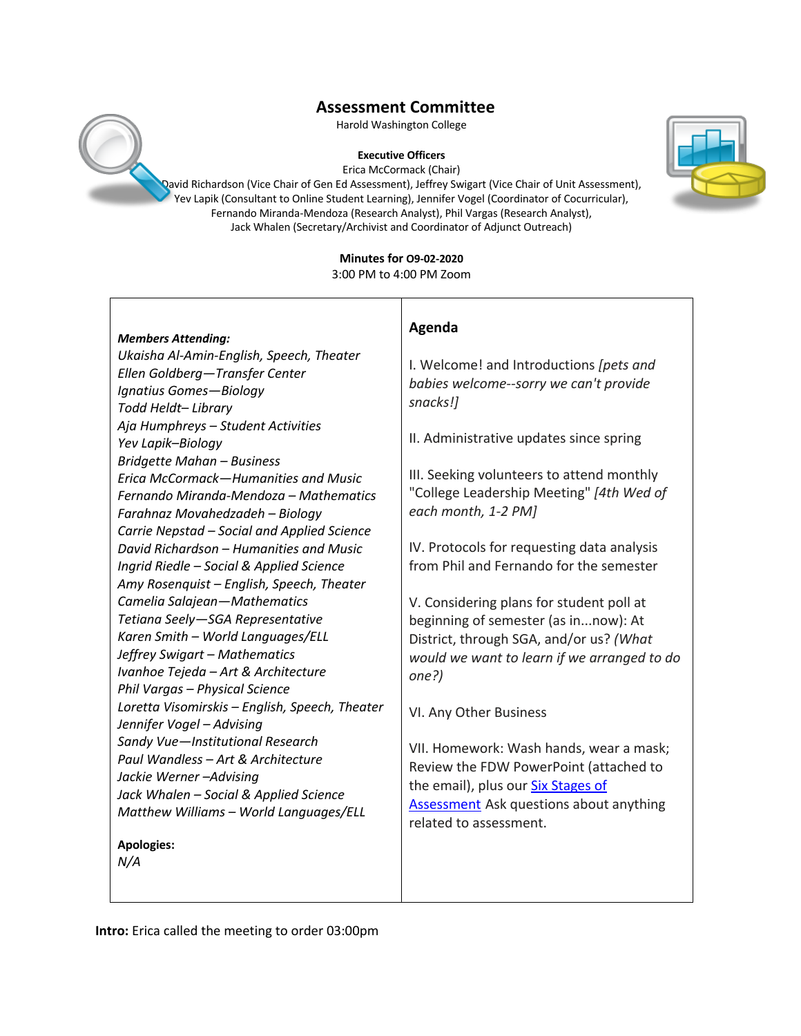# Assessment Committee

Harold Washington College

**Executive Officers**

Erica McCormack (Chair)

David Richardson (Vice Chair of Gen Ed Assessment), Jeffrey Swigart (Vice Chair of Unit Assessment), Yev Lapik (Consultant to Online Student Learning), Jennifer Vogel (Coordinator of Cocurricular), Fernando Miranda-Mendoza (Research Analyst), Phil Vargas (Research Analyst), Jack Whalen (Secretary/Archivist and Coordinator of Adjunct Outreach)

**Minutes for 09-02-2020**

3:00 PM to 4:00 PM Zoom

***Members Attending:***

*Ukaisha Al-Amin-English, Speech, Theater*
*Ellen Goldberg—Transfer Center*
*Ignatius Gomes—Biology*
*Todd Heldt– Library*
*Aja Humphreys – Student Activities*
*Yev Lapik–Biology*
*Bridgette Mahan – Business*
*Erica McCormack—Humanities and Music*
*Fernando Miranda-Mendoza – Mathematics*
*Farahnaz Movahedzadeh – Biology*
*Carrie Nepstad – Social and Applied Science*
*David Richardson – Humanities and Music*
*Ingrid Riedle – Social & Applied Science*
*Amy Rosenquist – English, Speech, Theater*
*Camelia Salajean—Mathematics*
*Tetiana Seely—SGA Representative*
*Karen Smith – World Languages/ELL*
*Jeffrey Swigart – Mathematics*
*Ivanhoe Tejeda – Art & Architecture*
*Phil Vargas – Physical Science*
*Loretta Visomirskis – English, Speech, Theater*
*Jennifer Vogel – Advising*
*Sandy Vue—Institutional Research*
*Paul Wandless – Art & Architecture*
*Jackie Werner –Advising*
*Jack Whalen – Social & Applied Science*
*Matthew Williams – World Languages/ELL*

**Apologies:**

*N/A*

## Agenda

I. Welcome! and Introductions *[pets and babies welcome--sorry we can't provide snacks!]*

II. Administrative updates since spring

III. Seeking volunteers to attend monthly "College Leadership Meeting" *[4th Wed of each month, 1-2 PM]*

IV. Protocols for requesting data analysis from Phil and Fernando for the semester

V. Considering plans for student poll at beginning of semester (as in...now): At District, through SGA, and/or us? *(What would we want to learn if we arranged to do one?)*

VI. Any Other Business

VII. Homework: Wash hands, wear a mask; Review the FDW PowerPoint (attached to the email), plus our Six Stages of Assessment Ask questions about anything related to assessment.

**Intro:** Erica called the meeting to order 03:00pm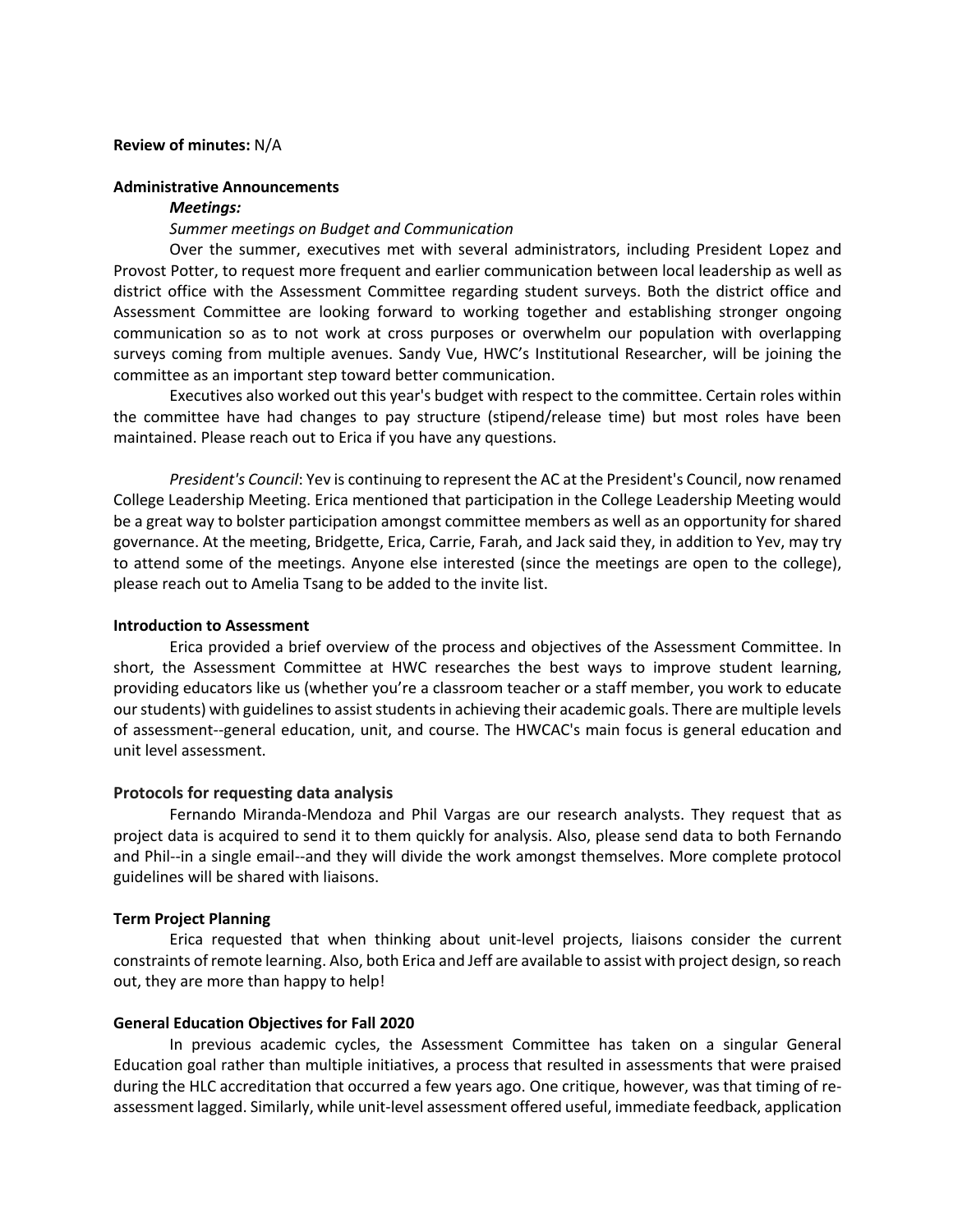**Review of minutes:** N/A

**Administrative Announcements**

***Meetings:***

*Summer meetings on Budget and Communication*

Over the summer, executives met with several administrators, including President Lopez and Provost Potter, to request more frequent and earlier communication between local leadership as well as district office with the Assessment Committee regarding student surveys. Both the district office and Assessment Committee are looking forward to working together and establishing stronger ongoing communication so as to not work at cross purposes or overwhelm our population with overlapping surveys coming from multiple avenues. Sandy Vue, HWC's Institutional Researcher, will be joining the committee as an important step toward better communication.

Executives also worked out this year's budget with respect to the committee. Certain roles within the committee have had changes to pay structure (stipend/release time) but most roles have been maintained. Please reach out to Erica if you have any questions.

*President's Council*: Yev is continuing to represent the AC at the President's Council, now renamed College Leadership Meeting. Erica mentioned that participation in the College Leadership Meeting would be a great way to bolster participation amongst committee members as well as an opportunity for shared governance. At the meeting, Bridgette, Erica, Carrie, Farah, and Jack said they, in addition to Yev, may try to attend some of the meetings. Anyone else interested (since the meetings are open to the college), please reach out to Amelia Tsang to be added to the invite list.

**Introduction to Assessment**

Erica provided a brief overview of the process and objectives of the Assessment Committee. In short, the Assessment Committee at HWC researches the best ways to improve student learning, providing educators like us (whether you're a classroom teacher or a staff member, you work to educate our students) with guidelines to assist students in achieving their academic goals. There are multiple levels of assessment--general education, unit, and course. The HWCAC's main focus is general education and unit level assessment.

**Protocols for requesting data analysis**

Fernando Miranda-Mendoza and Phil Vargas are our research analysts. They request that as project data is acquired to send it to them quickly for analysis. Also, please send data to both Fernando and Phil--in a single email--and they will divide the work amongst themselves. More complete protocol guidelines will be shared with liaisons.

**Term Project Planning**

Erica requested that when thinking about unit-level projects, liaisons consider the current constraints of remote learning. Also, both Erica and Jeff are available to assist with project design, so reach out, they are more than happy to help!

**General Education Objectives for Fall 2020**

In previous academic cycles, the Assessment Committee has taken on a singular General Education goal rather than multiple initiatives, a process that resulted in assessments that were praised during the HLC accreditation that occurred a few years ago. One critique, however, was that timing of re-assessment lagged. Similarly, while unit-level assessment offered useful, immediate feedback, application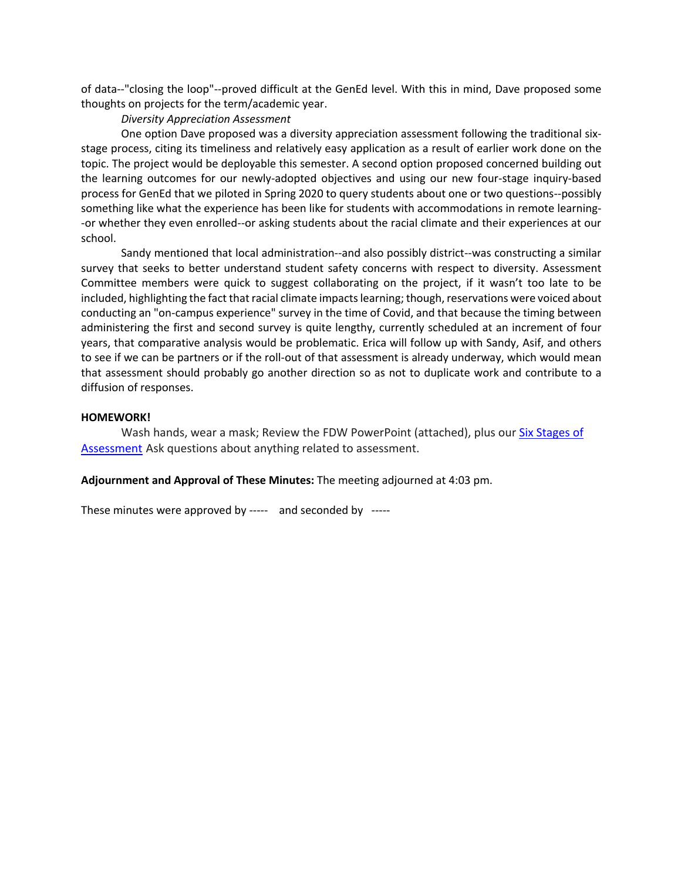of data--"closing the loop"--proved difficult at the GenEd level. With this in mind, Dave proposed some thoughts on projects for the term/academic year.

*Diversity Appreciation Assessment*

One option Dave proposed was a diversity appreciation assessment following the traditional six-stage process, citing its timeliness and relatively easy application as a result of earlier work done on the topic. The project would be deployable this semester. A second option proposed concerned building out the learning outcomes for our newly-adopted objectives and using our new four-stage inquiry-based process for GenEd that we piloted in Spring 2020 to query students about one or two questions--possibly something like what the experience has been like for students with accommodations in remote learning--or whether they even enrolled--or asking students about the racial climate and their experiences at our school.

Sandy mentioned that local administration--and also possibly district--was constructing a similar survey that seeks to better understand student safety concerns with respect to diversity. Assessment Committee members were quick to suggest collaborating on the project, if it wasn't too late to be included, highlighting the fact that racial climate impacts learning; though, reservations were voiced about conducting an "on-campus experience" survey in the time of Covid, and that because the timing between administering the first and second survey is quite lengthy, currently scheduled at an increment of four years, that comparative analysis would be problematic. Erica will follow up with Sandy, Asif, and others to see if we can be partners or if the roll-out of that assessment is already underway, which would mean that assessment should probably go another direction so as not to duplicate work and contribute to a diffusion of responses.

**HOMEWORK!**

Wash hands, wear a mask; Review the FDW PowerPoint (attached), plus our Six Stages of Assessment Ask questions about anything related to assessment.

**Adjournment and Approval of These Minutes:** The meeting adjourned at 4:03 pm.

These minutes were approved by ----- and seconded by -----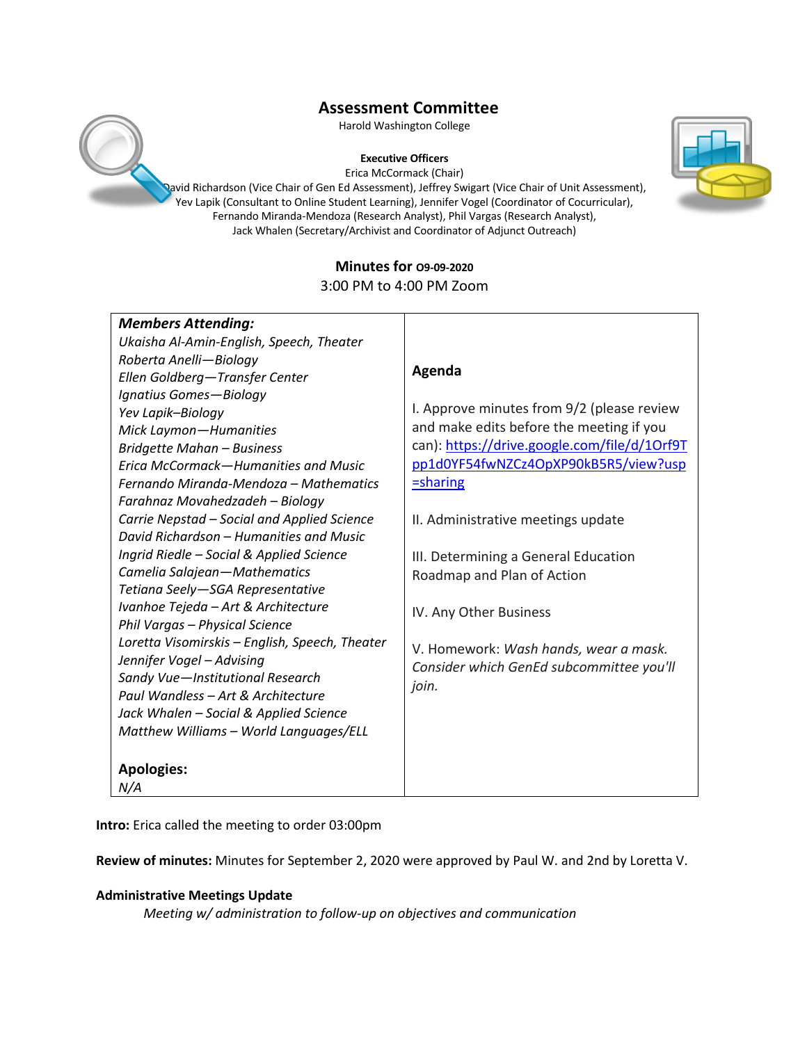# Assessment Committee

Harold Washington College

**Executive Officers**

Erica McCormack (Chair)

David Richardson (Vice Chair of Gen Ed Assessment), Jeffrey Swigart (Vice Chair of Unit Assessment), Yev Lapik (Consultant to Online Student Learning), Jennifer Vogel (Coordinator of Cocurricular), Fernando Miranda-Mendoza (Research Analyst), Phil Vargas (Research Analyst), Jack Whalen (Secretary/Archivist and Coordinator of Adjunct Outreach)

## Minutes for 09-09-2020

3:00 PM to 4:00 PM Zoom

| ***Members Attending:*** | **Agenda** |
|---|---|
| *Ukaisha Al-Amin-English, Speech, Theater*<br>*Roberta Anelli—Biology*<br>*Ellen Goldberg—Transfer Center*<br>*Ignatius Gomes—Biology*<br>*Yev Lapik–Biology*<br>*Mick Laymon—Humanities*<br>*Bridgette Mahan – Business*<br>*Erica McCormack—Humanities and Music*<br>*Fernando Miranda-Mendoza – Mathematics*<br>*Farahnaz Movahedzadeh – Biology*<br>*Carrie Nepstad – Social and Applied Science*<br>*David Richardson – Humanities and Music*<br>*Ingrid Riedle – Social & Applied Science*<br>*Camelia Salajean—Mathematics*<br>*Tetiana Seely—SGA Representative*<br>*Ivanhoe Tejeda – Art & Architecture*<br>*Phil Vargas – Physical Science*<br>*Loretta Visomirskis – English, Speech, Theater*<br>*Jennifer Vogel – Advising*<br>*Sandy Vue—Institutional Research*<br>*Paul Wandless – Art & Architecture*<br>*Jack Whalen – Social & Applied Science*<br>*Matthew Williams – World Languages/ELL*<br><br>**Apologies:**<br>*N/A* | I. Approve minutes from 9/2 (please review and make edits before the meeting if you can): https://drive.google.com/file/d/1Orf9Tpp1d0YF54fwNZCz4OpXP90kB5R5/view?usp=sharing<br><br>II. Administrative meetings update<br><br>III. Determining a General Education Roadmap and Plan of Action<br><br>IV. Any Other Business<br><br>V. Homework: *Wash hands, wear a mask. Consider which GenEd subcommittee you'll join.* |

**Intro:** Erica called the meeting to order 03:00pm

**Review of minutes:** Minutes for September 2, 2020 were approved by Paul W. and 2nd by Loretta V.

**Administrative Meetings Update**

*Meeting w/ administration to follow-up on objectives and communication*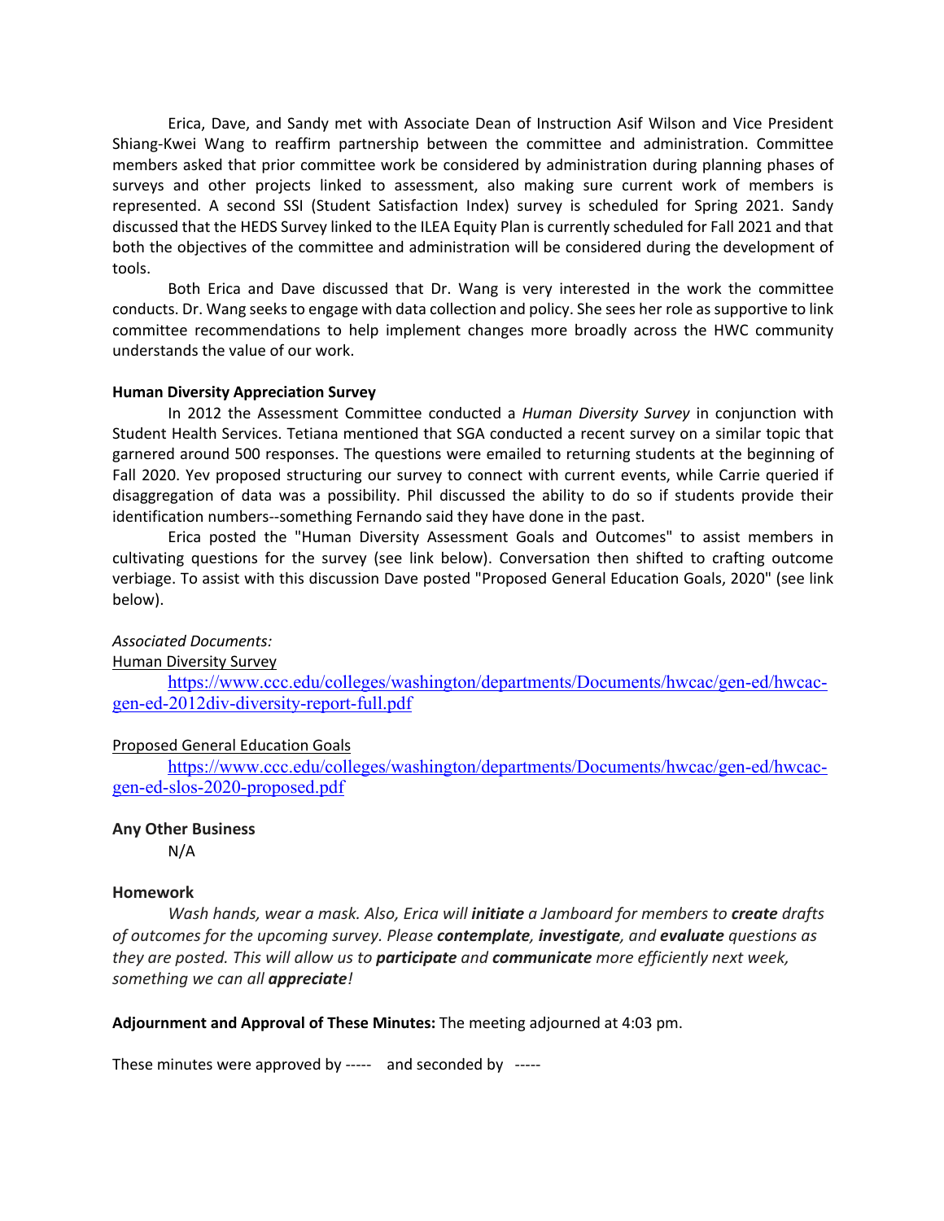Erica, Dave, and Sandy met with Associate Dean of Instruction Asif Wilson and Vice President Shiang-Kwei Wang to reaffirm partnership between the committee and administration. Committee members asked that prior committee work be considered by administration during planning phases of surveys and other projects linked to assessment, also making sure current work of members is represented. A second SSI (Student Satisfaction Index) survey is scheduled for Spring 2021. Sandy discussed that the HEDS Survey linked to the ILEA Equity Plan is currently scheduled for Fall 2021 and that both the objectives of the committee and administration will be considered during the development of tools.

Both Erica and Dave discussed that Dr. Wang is very interested in the work the committee conducts. Dr. Wang seeks to engage with data collection and policy. She sees her role as supportive to link committee recommendations to help implement changes more broadly across the HWC community understands the value of our work.

**Human Diversity Appreciation Survey**

In 2012 the Assessment Committee conducted a *Human Diversity Survey* in conjunction with Student Health Services. Tetiana mentioned that SGA conducted a recent survey on a similar topic that garnered around 500 responses. The questions were emailed to returning students at the beginning of Fall 2020. Yev proposed structuring our survey to connect with current events, while Carrie queried if disaggregation of data was a possibility. Phil discussed the ability to do so if students provide their identification numbers--something Fernando said they have done in the past.

Erica posted the "Human Diversity Assessment Goals and Outcomes" to assist members in cultivating questions for the survey (see link below). Conversation then shifted to crafting outcome verbiage. To assist with this discussion Dave posted "Proposed General Education Goals, 2020" (see link below).

*Associated Documents:*

Human Diversity Survey

https://www.ccc.edu/colleges/washington/departments/Documents/hwcac/gen-ed/hwcac-gen-ed-2012div-diversity-report-full.pdf

Proposed General Education Goals

https://www.ccc.edu/colleges/washington/departments/Documents/hwcac/gen-ed/hwcac-gen-ed-slos-2020-proposed.pdf

**Any Other Business**

N/A

**Homework**

*Wash hands, wear a mask. Also, Erica will **initiate** a Jamboard for members to **create** drafts of outcomes for the upcoming survey. Please **contemplate**, **investigate**, and **evaluate** questions as they are posted. This will allow us to **participate** and **communicate** more efficiently next week, something we can all **appreciate**!*

**Adjournment and Approval of These Minutes:** The meeting adjourned at 4:03 pm.

These minutes were approved by ----- and seconded by -----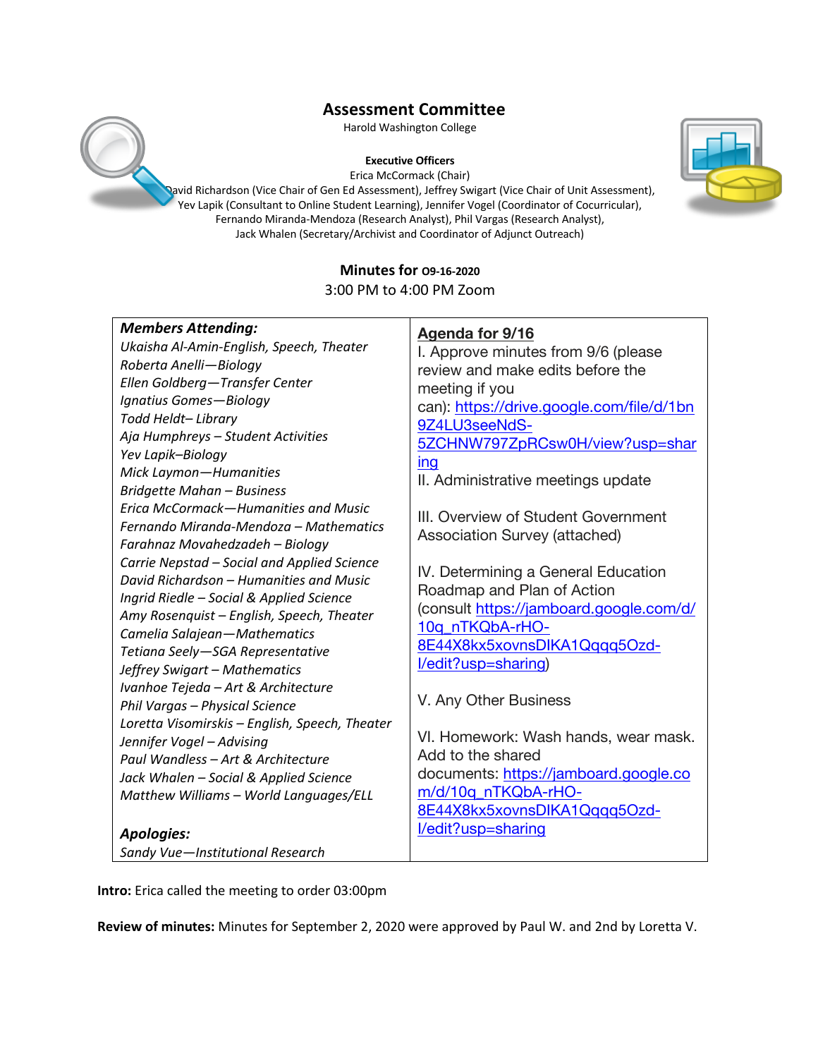# Assessment Committee

Harold Washington College

**Executive Officers**

Erica McCormack (Chair)

David Richardson (Vice Chair of Gen Ed Assessment), Jeffrey Swigart (Vice Chair of Unit Assessment), Yev Lapik (Consultant to Online Student Learning), Jennifer Vogel (Coordinator of Cocurricular), Fernando Miranda-Mendoza (Research Analyst), Phil Vargas (Research Analyst), Jack Whalen (Secretary/Archivist and Coordinator of Adjunct Outreach)

## Minutes for 09-16-2020

3:00 PM to 4:00 PM Zoom

| ***Members Attending:*** | **Agenda for 9/16** |
|---|---|
| *Ukaisha Al-Amin-English, Speech, Theater*<br>*Roberta Anelli—Biology*<br>*Ellen Goldberg—Transfer Center*<br>*Ignatius Gomes—Biology*<br>*Todd Heldt– Library*<br>*Aja Humphreys – Student Activities*<br>*Yev Lapik–Biology*<br>*Mick Laymon—Humanities*<br>*Bridgette Mahan – Business*<br>*Erica McCormack—Humanities and Music*<br>*Fernando Miranda-Mendoza – Mathematics*<br>*Farahnaz Movahedzadeh – Biology*<br>*Carrie Nepstad – Social and Applied Science*<br>*David Richardson – Humanities and Music*<br>*Ingrid Riedle – Social & Applied Science*<br>*Amy Rosenquist – English, Speech, Theater*<br>*Camelia Salajean—Mathematics*<br>*Tetiana Seely—SGA Representative*<br>*Jeffrey Swigart – Mathematics*<br>*Ivanhoe Tejeda – Art & Architecture*<br>*Phil Vargas – Physical Science*<br>*Loretta Visomirskis – English, Speech, Theater*<br>*Jennifer Vogel – Advising*<br>*Paul Wandless – Art & Architecture*<br>*Jack Whalen – Social & Applied Science*<br>*Matthew Williams – World Languages/ELL*<br><br>***Apologies:***<br>*Sandy Vue—Institutional Research* | I. Approve minutes from 9/6 (please review and make edits before the meeting if you can): https://drive.google.com/file/d/1bn9Z4LU3seeNdS-5ZCHNW797ZpRCsw0H/view?usp=sharing<br>II. Administrative meetings update<br><br>III. Overview of Student Government Association Survey (attached)<br><br>IV. Determining a General Education Roadmap and Plan of Action (consult https://jamboard.google.com/d/10q_nTKQbA-rHO-8E44X8kx5xovnsDIKA1Qqqq5Ozd-I/edit?usp=sharing)<br><br>V. Any Other Business<br><br>VI. Homework: Wash hands, wear mask. Add to the shared documents: https://jamboard.google.com/d/10q_nTKQbA-rHO-8E44X8kx5xovnsDIKA1Qqqq5Ozd-I/edit?usp=sharing |

**Intro:** Erica called the meeting to order 03:00pm

**Review of minutes:** Minutes for September 2, 2020 were approved by Paul W. and 2nd by Loretta V.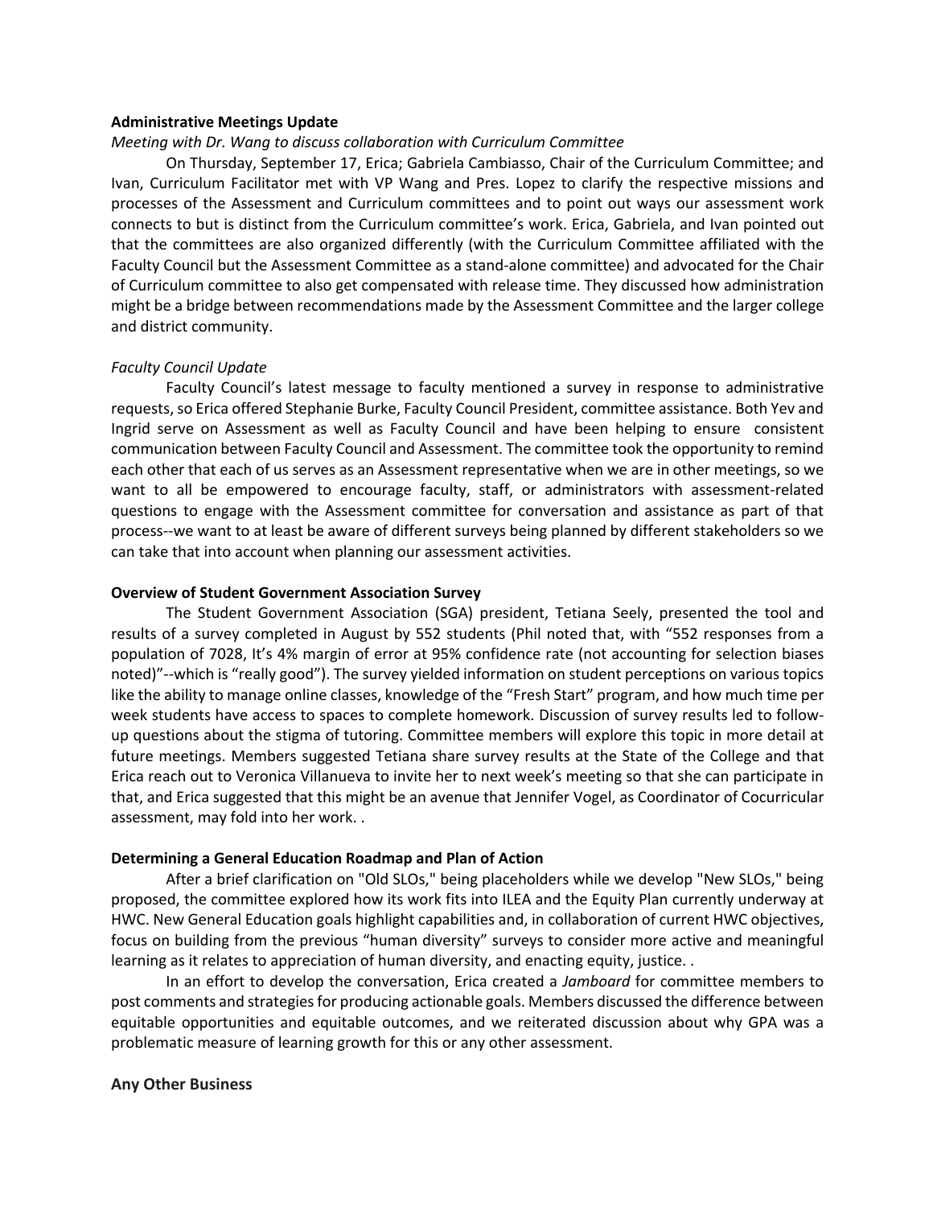**Administrative Meetings Update**

*Meeting with Dr. Wang to discuss collaboration with Curriculum Committee*

On Thursday, September 17, Erica; Gabriela Cambiasso, Chair of the Curriculum Committee; and Ivan, Curriculum Facilitator met with VP Wang and Pres. Lopez to clarify the respective missions and processes of the Assessment and Curriculum committees and to point out ways our assessment work connects to but is distinct from the Curriculum committee's work. Erica, Gabriela, and Ivan pointed out that the committees are also organized differently (with the Curriculum Committee affiliated with the Faculty Council but the Assessment Committee as a stand-alone committee) and advocated for the Chair of Curriculum committee to also get compensated with release time. They discussed how administration might be a bridge between recommendations made by the Assessment Committee and the larger college and district community.

*Faculty Council Update*

Faculty Council's latest message to faculty mentioned a survey in response to administrative requests, so Erica offered Stephanie Burke, Faculty Council President, committee assistance. Both Yev and Ingrid serve on Assessment as well as Faculty Council and have been helping to ensure consistent communication between Faculty Council and Assessment. The committee took the opportunity to remind each other that each of us serves as an Assessment representative when we are in other meetings, so we want to all be empowered to encourage faculty, staff, or administrators with assessment-related questions to engage with the Assessment committee for conversation and assistance as part of that process--we want to at least be aware of different surveys being planned by different stakeholders so we can take that into account when planning our assessment activities.

**Overview of Student Government Association Survey**

The Student Government Association (SGA) president, Tetiana Seely, presented the tool and results of a survey completed in August by 552 students (Phil noted that, with "552 responses from a population of 7028, It's 4% margin of error at 95% confidence rate (not accounting for selection biases noted)"--which is "really good"). The survey yielded information on student perceptions on various topics like the ability to manage online classes, knowledge of the "Fresh Start" program, and how much time per week students have access to spaces to complete homework. Discussion of survey results led to follow-up questions about the stigma of tutoring. Committee members will explore this topic in more detail at future meetings. Members suggested Tetiana share survey results at the State of the College and that Erica reach out to Veronica Villanueva to invite her to next week's meeting so that she can participate in that, and Erica suggested that this might be an avenue that Jennifer Vogel, as Coordinator of Cocurricular assessment, may fold into her work. .

**Determining a General Education Roadmap and Plan of Action**

After a brief clarification on "Old SLOs," being placeholders while we develop "New SLOs," being proposed, the committee explored how its work fits into ILEA and the Equity Plan currently underway at HWC. New General Education goals highlight capabilities and, in collaboration of current HWC objectives, focus on building from the previous "human diversity" surveys to consider more active and meaningful learning as it relates to appreciation of human diversity, and enacting equity, justice. .

In an effort to develop the conversation, Erica created a *Jamboard* for committee members to post comments and strategies for producing actionable goals. Members discussed the difference between equitable opportunities and equitable outcomes, and we reiterated discussion about why GPA was a problematic measure of learning growth for this or any other assessment.

**Any Other Business**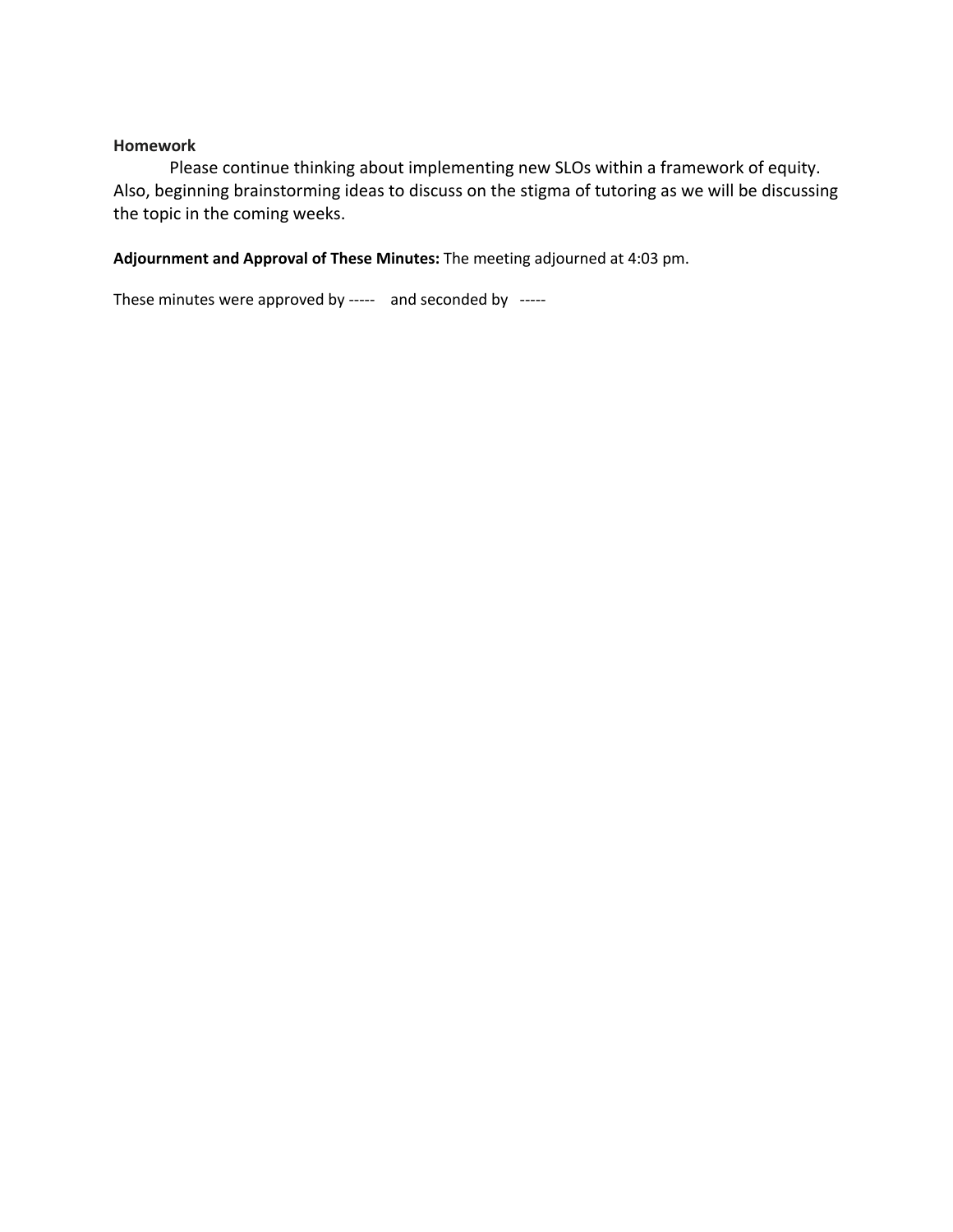**Homework**

Please continue thinking about implementing new SLOs within a framework of equity. Also, beginning brainstorming ideas to discuss on the stigma of tutoring as we will be discussing the topic in the coming weeks.

**Adjournment and Approval of These Minutes:** The meeting adjourned at 4:03 pm.

These minutes were approved by ----- and seconded by -----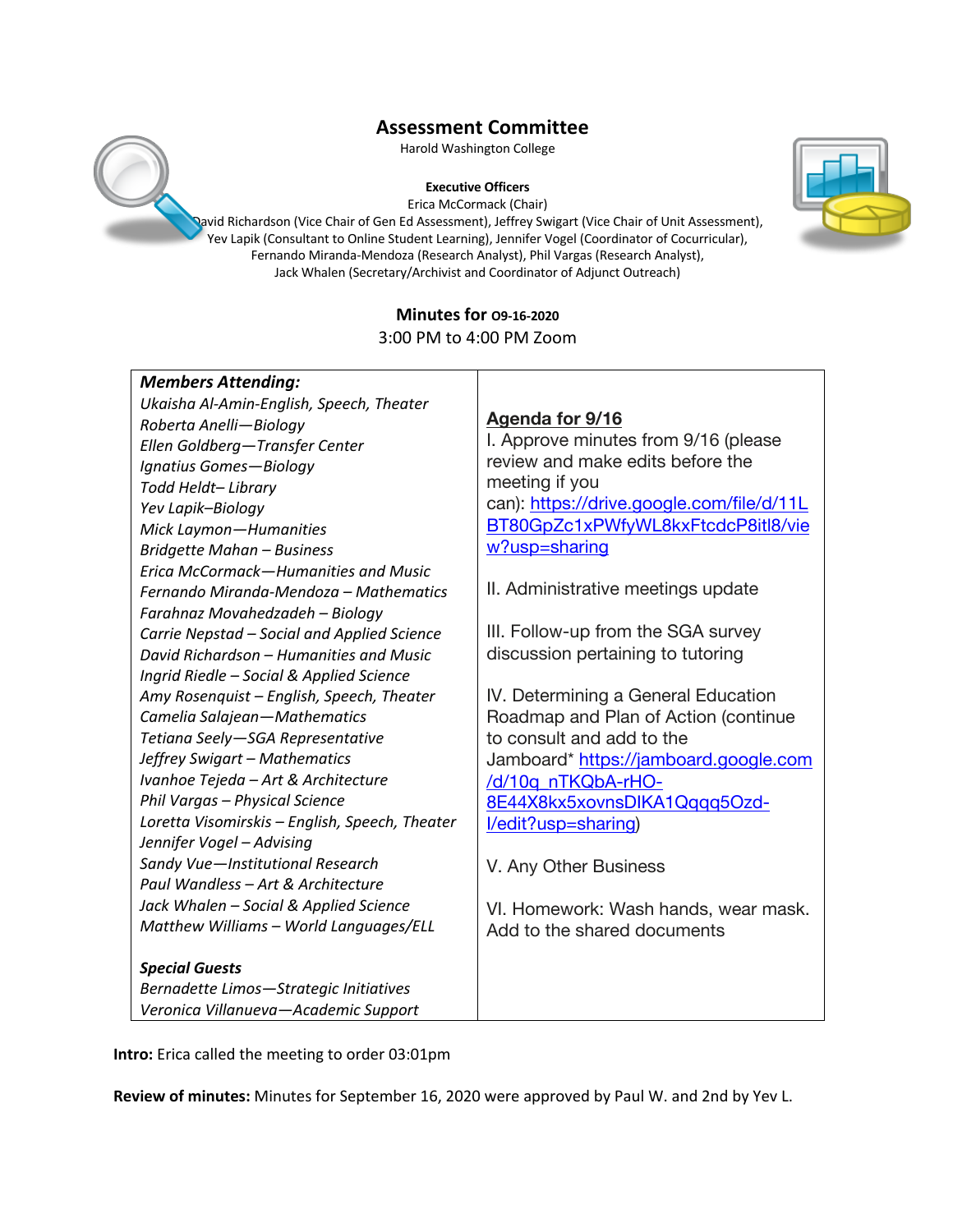# Assessment Committee

Harold Washington College

**Executive Officers**

Erica McCormack (Chair)

David Richardson (Vice Chair of Gen Ed Assessment), Jeffrey Swigart (Vice Chair of Unit Assessment), Yev Lapik (Consultant to Online Student Learning), Jennifer Vogel (Coordinator of Cocurricular), Fernando Miranda-Mendoza (Research Analyst), Phil Vargas (Research Analyst), Jack Whalen (Secretary/Archivist and Coordinator of Adjunct Outreach)

## Minutes for 09-16-2020

3:00 PM to 4:00 PM Zoom

| ***Members Attending:*** | **Agenda for 9/16** |
|---|---|
| *Ukaisha Al-Amin-English, Speech, Theater*<br>*Roberta Anelli—Biology*<br>*Ellen Goldberg—Transfer Center*<br>*Ignatius Gomes—Biology*<br>*Todd Heldt– Library*<br>*Yev Lapik–Biology*<br>*Mick Laymon—Humanities*<br>*Bridgette Mahan – Business*<br>*Erica McCormack—Humanities and Music*<br>*Fernando Miranda-Mendoza – Mathematics*<br>*Farahnaz Movahedzadeh – Biology*<br>*Carrie Nepstad – Social and Applied Science*<br>*David Richardson – Humanities and Music*<br>*Ingrid Riedle – Social & Applied Science*<br>*Amy Rosenquist – English, Speech, Theater*<br>*Camelia Salajean—Mathematics*<br>*Tetiana Seely—SGA Representative*<br>*Jeffrey Swigart – Mathematics*<br>*Ivanhoe Tejeda – Art & Architecture*<br>*Phil Vargas – Physical Science*<br>*Loretta Visomirskis – English, Speech, Theater*<br>*Jennifer Vogel – Advising*<br>*Sandy Vue—Institutional Research*<br>*Paul Wandless – Art & Architecture*<br>*Jack Whalen – Social & Applied Science*<br>*Matthew Williams – World Languages/ELL*<br><br>***Special Guests***<br>*Bernadette Limos—Strategic Initiatives*<br>*Veronica Villanueva—Academic Support* | I. Approve minutes from 9/16 (please review and make edits before the meeting if you can): https://drive.google.com/file/d/11LBT80GpZc1xPWfyWL8kxFtcdcP8itl8/view?usp=sharing<br><br>II. Administrative meetings update<br><br>III. Follow-up from the SGA survey discussion pertaining to tutoring<br><br>IV. Determining a General Education Roadmap and Plan of Action (continue to consult and add to the Jamboard* https://jamboard.google.com/d/10q_nTKQbA-rHO-8E44X8kx5xovnsDIKA1Qqqq5Ozd-I/edit?usp=sharing)<br><br>V. Any Other Business<br><br>VI. Homework: Wash hands, wear mask. Add to the shared documents |

**Intro:** Erica called the meeting to order 03:01pm

**Review of minutes:** Minutes for September 16, 2020 were approved by Paul W. and 2nd by Yev L.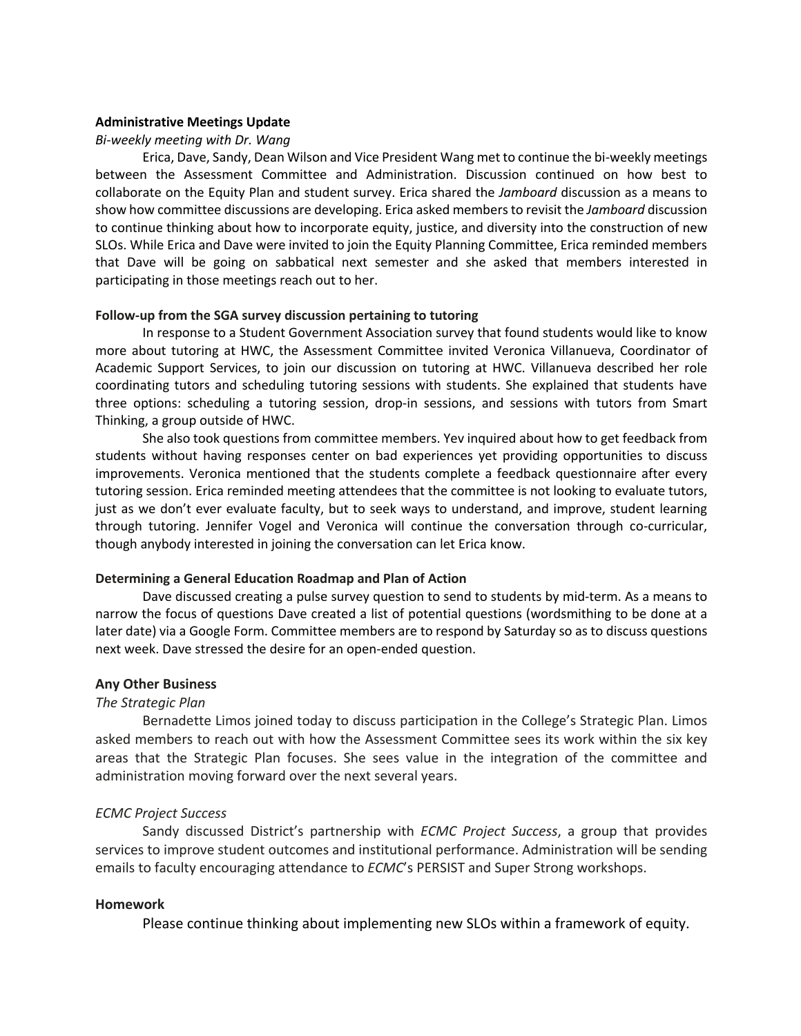**Administrative Meetings Update**

*Bi-weekly meeting with Dr. Wang*

Erica, Dave, Sandy, Dean Wilson and Vice President Wang met to continue the bi-weekly meetings between the Assessment Committee and Administration. Discussion continued on how best to collaborate on the Equity Plan and student survey. Erica shared the *Jamboard* discussion as a means to show how committee discussions are developing. Erica asked members to revisit the *Jamboard* discussion to continue thinking about how to incorporate equity, justice, and diversity into the construction of new SLOs. While Erica and Dave were invited to join the Equity Planning Committee, Erica reminded members that Dave will be going on sabbatical next semester and she asked that members interested in participating in those meetings reach out to her.

**Follow-up from the SGA survey discussion pertaining to tutoring**

In response to a Student Government Association survey that found students would like to know more about tutoring at HWC, the Assessment Committee invited Veronica Villanueva, Coordinator of Academic Support Services, to join our discussion on tutoring at HWC. Villanueva described her role coordinating tutors and scheduling tutoring sessions with students. She explained that students have three options: scheduling a tutoring session, drop-in sessions, and sessions with tutors from Smart Thinking, a group outside of HWC.

She also took questions from committee members. Yev inquired about how to get feedback from students without having responses center on bad experiences yet providing opportunities to discuss improvements. Veronica mentioned that the students complete a feedback questionnaire after every tutoring session. Erica reminded meeting attendees that the committee is not looking to evaluate tutors, just as we don't ever evaluate faculty, but to seek ways to understand, and improve, student learning through tutoring. Jennifer Vogel and Veronica will continue the conversation through co-curricular, though anybody interested in joining the conversation can let Erica know.

**Determining a General Education Roadmap and Plan of Action**

Dave discussed creating a pulse survey question to send to students by mid-term. As a means to narrow the focus of questions Dave created a list of potential questions (wordsmithing to be done at a later date) via a Google Form. Committee members are to respond by Saturday so as to discuss questions next week. Dave stressed the desire for an open-ended question.

**Any Other Business**

*The Strategic Plan*

Bernadette Limos joined today to discuss participation in the College's Strategic Plan. Limos asked members to reach out with how the Assessment Committee sees its work within the six key areas that the Strategic Plan focuses. She sees value in the integration of the committee and administration moving forward over the next several years.

*ECMC Project Success*

Sandy discussed District's partnership with *ECMC Project Success*, a group that provides services to improve student outcomes and institutional performance. Administration will be sending emails to faculty encouraging attendance to *ECMC*'s PERSIST and Super Strong workshops.

**Homework**

Please continue thinking about implementing new SLOs within a framework of equity.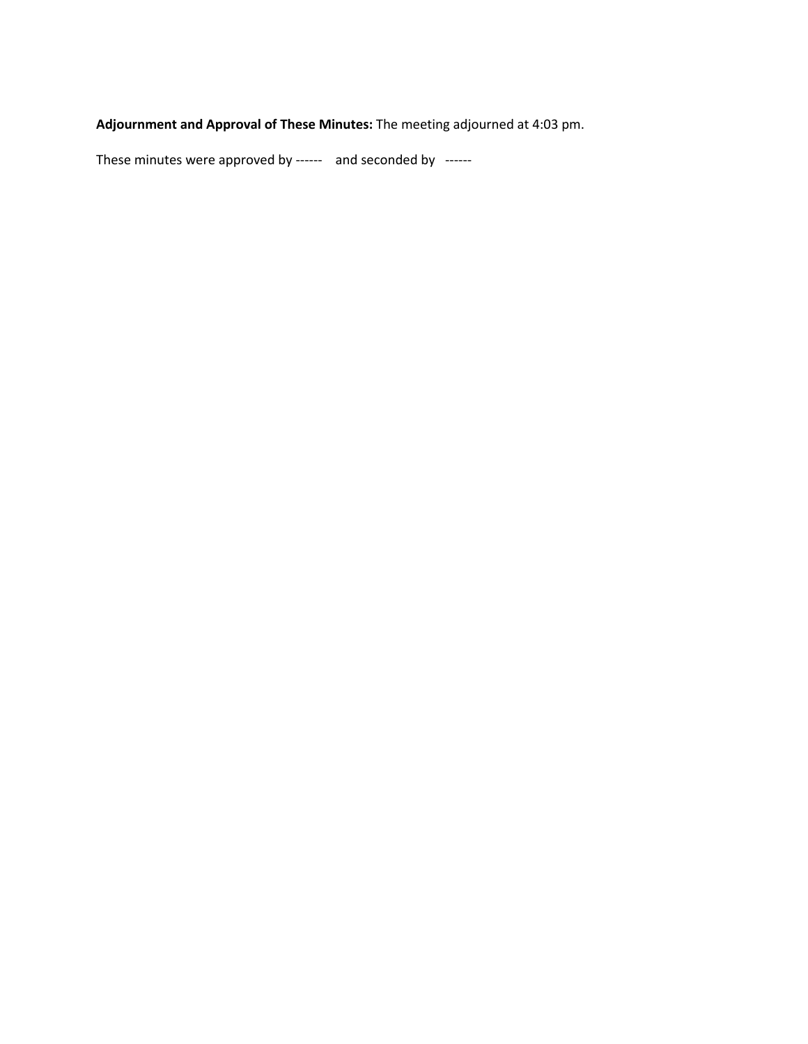**Adjournment and Approval of These Minutes:** The meeting adjourned at 4:03 pm.

These minutes were approved by ------ and seconded by ------